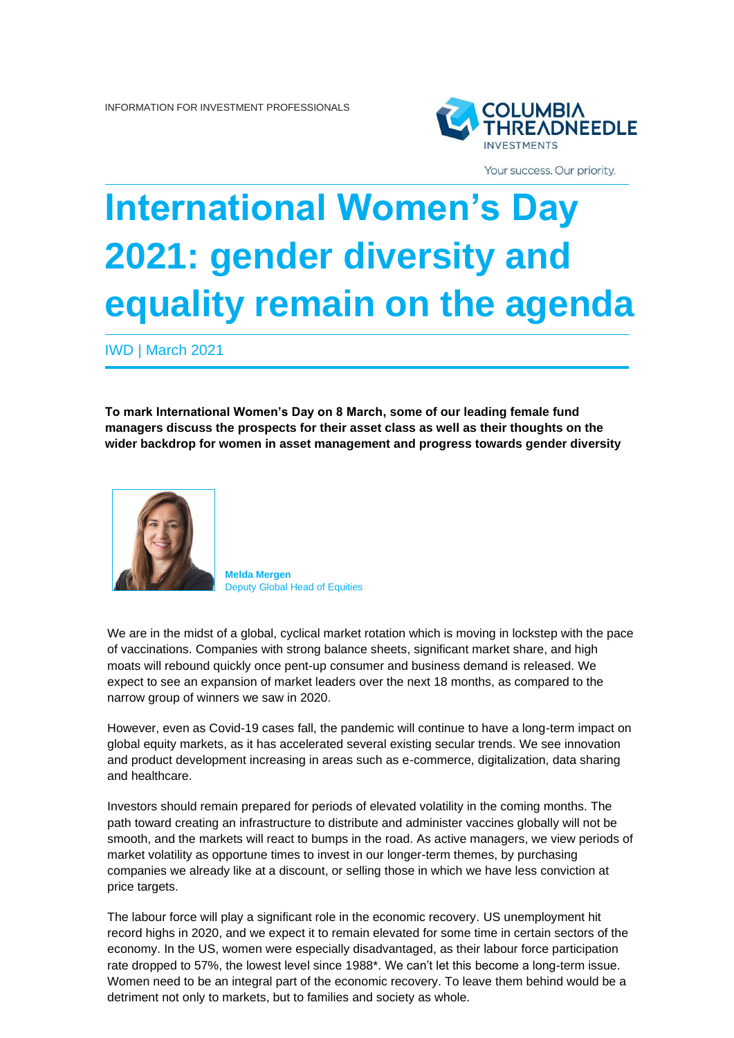INFORMATION FOR INVESTMENT PROFESSIONALS

# International Women's Day 2021: gender diversity and equality remain on the agenda

IWD | March 2021

**To mark International Women's Day on 8 March, some of our leading female fund managers discuss the prospects for their asset class as well as their thoughts on the wider backdrop for women in asset management and progress towards gender diversity**

**Melda Mergen**
Deputy Global Head of Equities

We are in the midst of a global, cyclical market rotation which is moving in lockstep with the pace of vaccinations. Companies with strong balance sheets, significant market share, and high moats will rebound quickly once pent-up consumer and business demand is released. We expect to see an expansion of market leaders over the next 18 months, as compared to the narrow group of winners we saw in 2020.

However, even as Covid-19 cases fall, the pandemic will continue to have a long-term impact on global equity markets, as it has accelerated several existing secular trends. We see innovation and product development increasing in areas such as e-commerce, digitalization, data sharing and healthcare.

Investors should remain prepared for periods of elevated volatility in the coming months. The path toward creating an infrastructure to distribute and administer vaccines globally will not be smooth, and the markets will react to bumps in the road. As active managers, we view periods of market volatility as opportune times to invest in our longer-term themes, by purchasing companies we already like at a discount, or selling those in which we have less conviction at price targets.

The labour force will play a significant role in the economic recovery. US unemployment hit record highs in 2020, and we expect it to remain elevated for some time in certain sectors of the economy. In the US, women were especially disadvantaged, as their labour force participation rate dropped to 57%, the lowest level since 1988*. We can't let this become a long-term issue. Women need to be an integral part of the economic recovery. To leave them behind would be a detriment not only to markets, but to families and society as whole.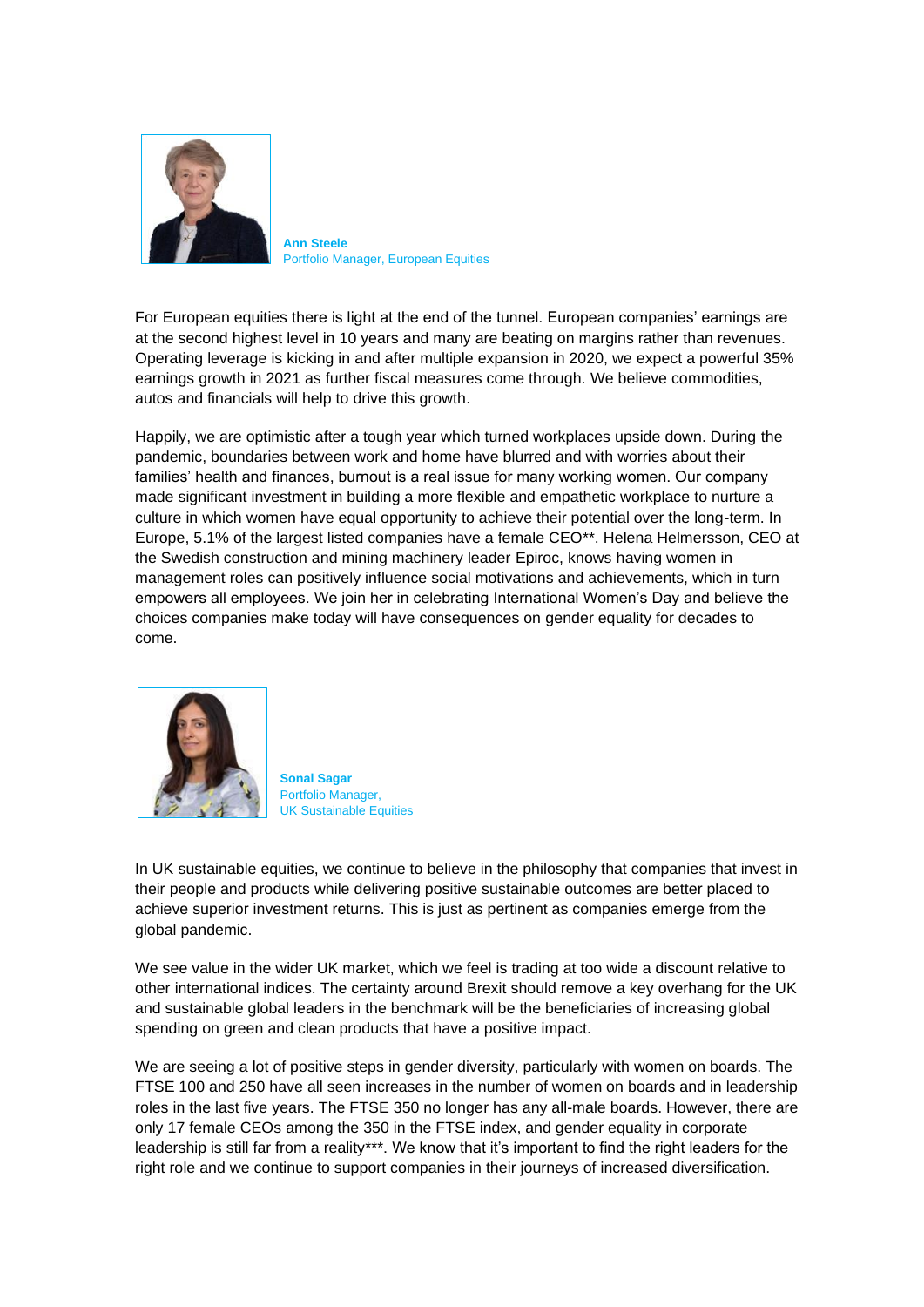**Ann Steele**
Portfolio Manager, European Equities

For European equities there is light at the end of the tunnel. European companies' earnings are at the second highest level in 10 years and many are beating on margins rather than revenues. Operating leverage is kicking in and after multiple expansion in 2020, we expect a powerful 35% earnings growth in 2021 as further fiscal measures come through. We believe commodities, autos and financials will help to drive this growth.

Happily, we are optimistic after a tough year which turned workplaces upside down. During the pandemic, boundaries between work and home have blurred and with worries about their families' health and finances, burnout is a real issue for many working women. Our company made significant investment in building a more flexible and empathetic workplace to nurture a culture in which women have equal opportunity to achieve their potential over the long-term. In Europe, 5.1% of the largest listed companies have a female CEO**. Helena Helmersson, CEO at the Swedish construction and mining machinery leader Epiroc, knows having women in management roles can positively influence social motivations and achievements, which in turn empowers all employees. We join her in celebrating International Women's Day and believe the choices companies make today will have consequences on gender equality for decades to come.

**Sonal Sagar**
Portfolio Manager,
UK Sustainable Equities

In UK sustainable equities, we continue to believe in the philosophy that companies that invest in their people and products while delivering positive sustainable outcomes are better placed to achieve superior investment returns. This is just as pertinent as companies emerge from the global pandemic.

We see value in the wider UK market, which we feel is trading at too wide a discount relative to other international indices. The certainty around Brexit should remove a key overhang for the UK and sustainable global leaders in the benchmark will be the beneficiaries of increasing global spending on green and clean products that have a positive impact.

We are seeing a lot of positive steps in gender diversity, particularly with women on boards. The FTSE 100 and 250 have all seen increases in the number of women on boards and in leadership roles in the last five years. The FTSE 350 no longer has any all-male boards. However, there are only 17 female CEOs among the 350 in the FTSE index, and gender equality in corporate leadership is still far from a reality***. We know that it's important to find the right leaders for the right role and we continue to support companies in their journeys of increased diversification.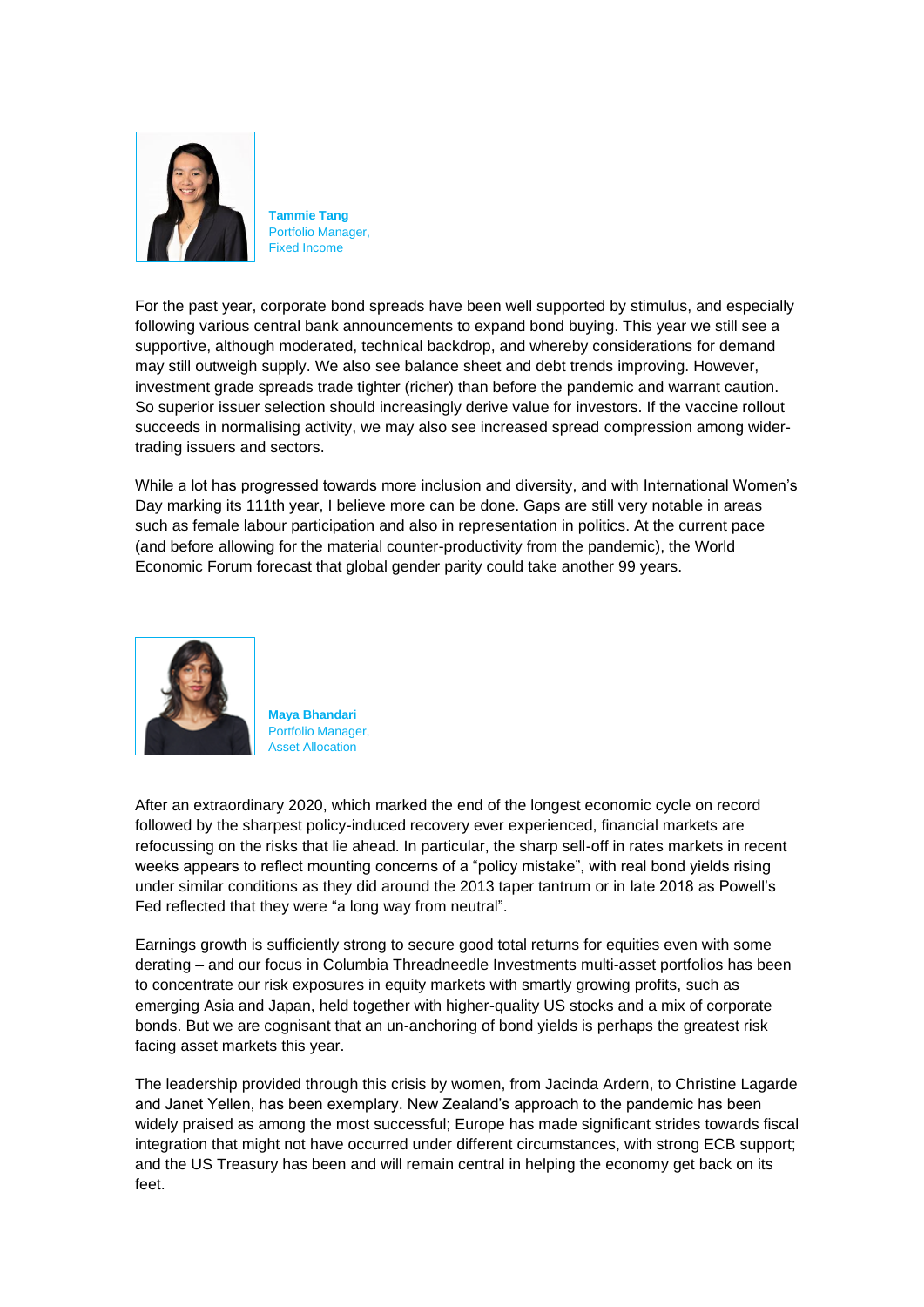**Tammie Tang**
Portfolio Manager,
Fixed Income

For the past year, corporate bond spreads have been well supported by stimulus, and especially following various central bank announcements to expand bond buying. This year we still see a supportive, although moderated, technical backdrop, and whereby considerations for demand may still outweigh supply. We also see balance sheet and debt trends improving. However, investment grade spreads trade tighter (richer) than before the pandemic and warrant caution. So superior issuer selection should increasingly derive value for investors. If the vaccine rollout succeeds in normalising activity, we may also see increased spread compression among wider-trading issuers and sectors.

While a lot has progressed towards more inclusion and diversity, and with International Women's Day marking its 111th year, I believe more can be done. Gaps are still very notable in areas such as female labour participation and also in representation in politics. At the current pace (and before allowing for the material counter-productivity from the pandemic), the World Economic Forum forecast that global gender parity could take another 99 years.

**Maya Bhandari**
Portfolio Manager,
Asset Allocation

After an extraordinary 2020, which marked the end of the longest economic cycle on record followed by the sharpest policy-induced recovery ever experienced, financial markets are refocussing on the risks that lie ahead. In particular, the sharp sell-off in rates markets in recent weeks appears to reflect mounting concerns of a "policy mistake", with real bond yields rising under similar conditions as they did around the 2013 taper tantrum or in late 2018 as Powell's Fed reflected that they were "a long way from neutral".

Earnings growth is sufficiently strong to secure good total returns for equities even with some derating – and our focus in Columbia Threadneedle Investments multi-asset portfolios has been to concentrate our risk exposures in equity markets with smartly growing profits, such as emerging Asia and Japan, held together with higher-quality US stocks and a mix of corporate bonds. But we are cognisant that an un-anchoring of bond yields is perhaps the greatest risk facing asset markets this year.

The leadership provided through this crisis by women, from Jacinda Ardern, to Christine Lagarde and Janet Yellen, has been exemplary. New Zealand's approach to the pandemic has been widely praised as among the most successful; Europe has made significant strides towards fiscal integration that might not have occurred under different circumstances, with strong ECB support; and the US Treasury has been and will remain central in helping the economy get back on its feet.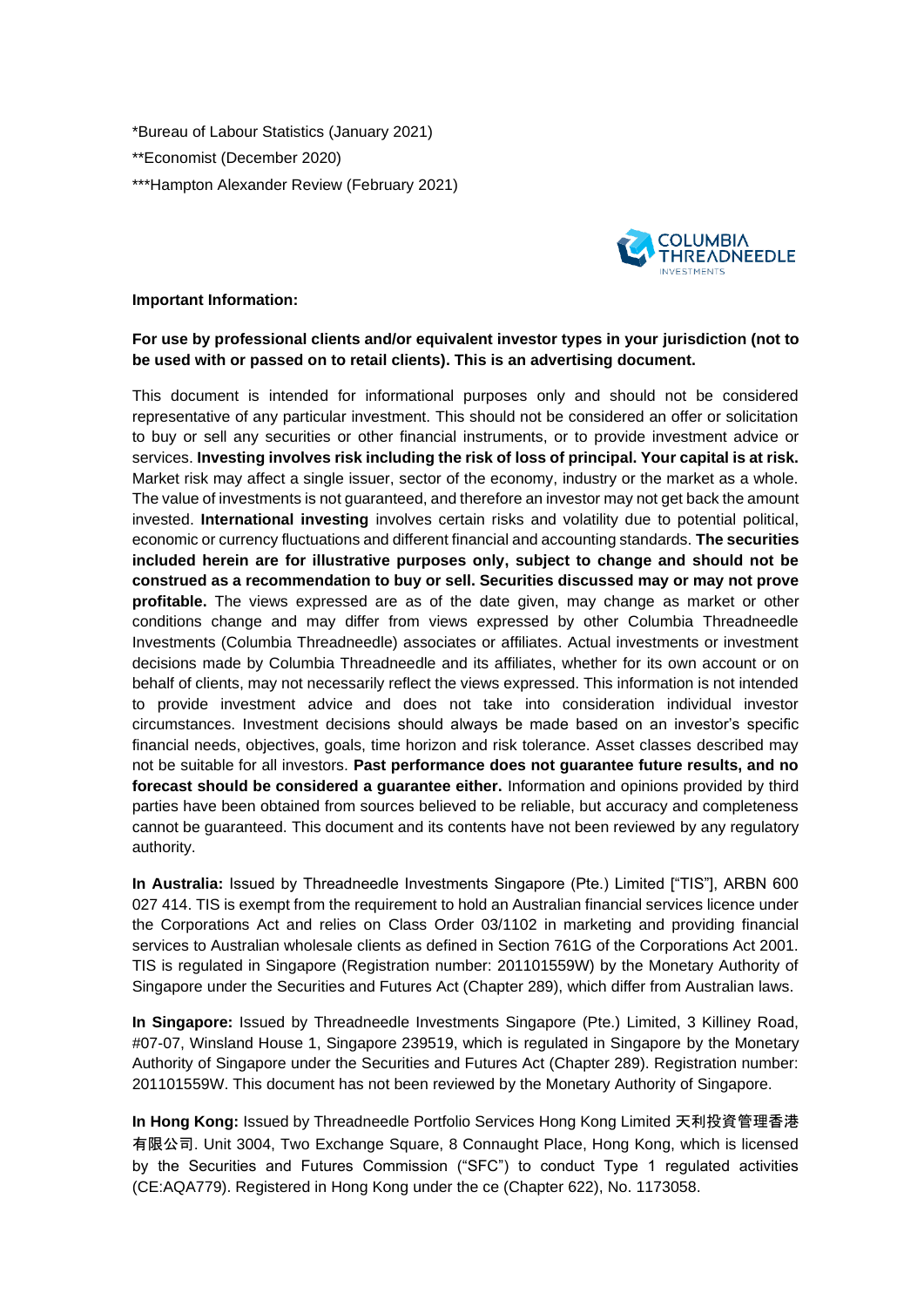*Bureau of Labour Statistics (January 2021)

**Economist (December 2020)

***Hampton Alexander Review (February 2021)

**Important Information:**

**For use by professional clients and/or equivalent investor types in your jurisdiction (not to be used with or passed on to retail clients). This is an advertising document.**

This document is intended for informational purposes only and should not be considered representative of any particular investment. This should not be considered an offer or solicitation to buy or sell any securities or other financial instruments, or to provide investment advice or services. **Investing involves risk including the risk of loss of principal. Your capital is at risk.** Market risk may affect a single issuer, sector of the economy, industry or the market as a whole. The value of investments is not guaranteed, and therefore an investor may not get back the amount invested. **International investing** involves certain risks and volatility due to potential political, economic or currency fluctuations and different financial and accounting standards. **The securities included herein are for illustrative purposes only, subject to change and should not be construed as a recommendation to buy or sell. Securities discussed may or may not prove profitable.** The views expressed are as of the date given, may change as market or other conditions change and may differ from views expressed by other Columbia Threadneedle Investments (Columbia Threadneedle) associates or affiliates. Actual investments or investment decisions made by Columbia Threadneedle and its affiliates, whether for its own account or on behalf of clients, may not necessarily reflect the views expressed. This information is not intended to provide investment advice and does not take into consideration individual investor circumstances. Investment decisions should always be made based on an investor's specific financial needs, objectives, goals, time horizon and risk tolerance. Asset classes described may not be suitable for all investors. **Past performance does not guarantee future results, and no forecast should be considered a guarantee either.** Information and opinions provided by third parties have been obtained from sources believed to be reliable, but accuracy and completeness cannot be guaranteed. This document and its contents have not been reviewed by any regulatory authority.

**In Australia:** Issued by Threadneedle Investments Singapore (Pte.) Limited ["TIS"], ARBN 600 027 414. TIS is exempt from the requirement to hold an Australian financial services licence under the Corporations Act and relies on Class Order 03/1102 in marketing and providing financial services to Australian wholesale clients as defined in Section 761G of the Corporations Act 2001. TIS is regulated in Singapore (Registration number: 201101559W) by the Monetary Authority of Singapore under the Securities and Futures Act (Chapter 289), which differ from Australian laws.

**In Singapore:** Issued by Threadneedle Investments Singapore (Pte.) Limited, 3 Killiney Road, #07-07, Winsland House 1, Singapore 239519, which is regulated in Singapore by the Monetary Authority of Singapore under the Securities and Futures Act (Chapter 289). Registration number: 201101559W. This document has not been reviewed by the Monetary Authority of Singapore.

**In Hong Kong:** Issued by Threadneedle Portfolio Services Hong Kong Limited 天利投資管理香港有限公司. Unit 3004, Two Exchange Square, 8 Connaught Place, Hong Kong, which is licensed by the Securities and Futures Commission ("SFC") to conduct Type 1 regulated activities (CE:AQA779). Registered in Hong Kong under the ce (Chapter 622), No. 1173058.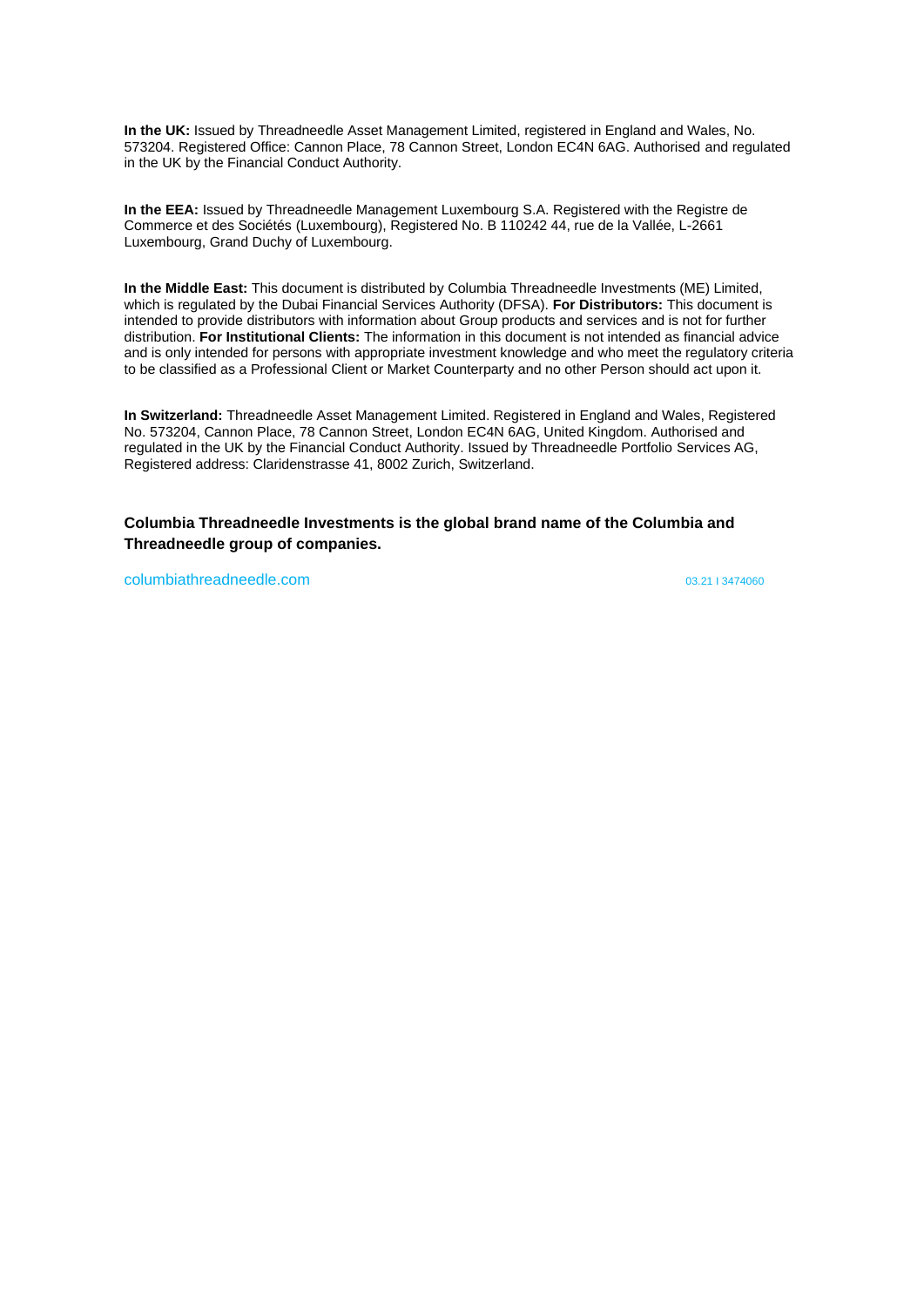**In the UK:** Issued by Threadneedle Asset Management Limited, registered in England and Wales, No. 573204. Registered Office: Cannon Place, 78 Cannon Street, London EC4N 6AG. Authorised and regulated in the UK by the Financial Conduct Authority.

**In the EEA:** Issued by Threadneedle Management Luxembourg S.A. Registered with the Registre de Commerce et des Sociétés (Luxembourg), Registered No. B 110242 44, rue de la Vallée, L-2661 Luxembourg, Grand Duchy of Luxembourg.

**In the Middle East:** This document is distributed by Columbia Threadneedle Investments (ME) Limited, which is regulated by the Dubai Financial Services Authority (DFSA). **For Distributors:** This document is intended to provide distributors with information about Group products and services and is not for further distribution. **For Institutional Clients:** The information in this document is not intended as financial advice and is only intended for persons with appropriate investment knowledge and who meet the regulatory criteria to be classified as a Professional Client or Market Counterparty and no other Person should act upon it.

**In Switzerland:** Threadneedle Asset Management Limited. Registered in England and Wales, Registered No. 573204, Cannon Place, 78 Cannon Street, London EC4N 6AG, United Kingdom. Authorised and regulated in the UK by the Financial Conduct Authority. Issued by Threadneedle Portfolio Services AG, Registered address: Claridenstrasse 41, 8002 Zurich, Switzerland.

**Columbia Threadneedle Investments is the global brand name of the Columbia and Threadneedle group of companies.**

columbiathreadneedle.com

03.21 I 3474060